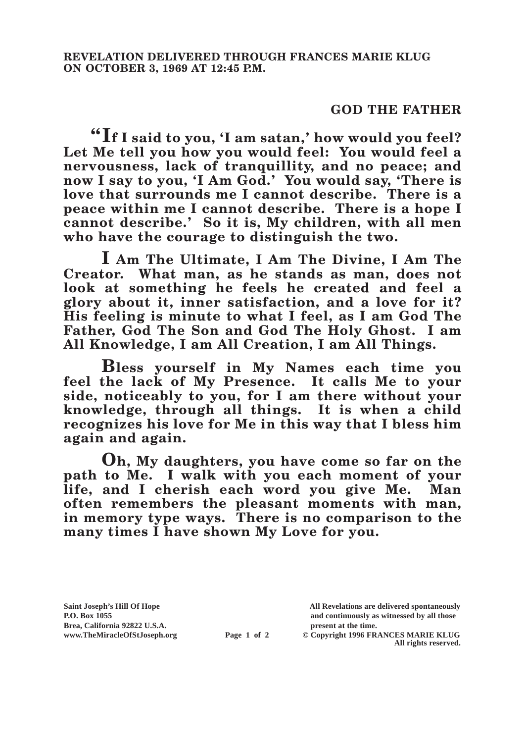**REVELATION DELIVERED THROUGH FRANCES MARIE KLUG ON OCTOBER 3, 1969 AT 12:45 P.M.**

## GOD THE FATHER

**"If I said to you, 'I am satan,' how would you feel? Let Me tell you how you would feel: You would feel a nervousness, lack of tranquillity, and no peace; and now I say to you, 'I Am God.' You would say, 'There is love that surrounds me I cannot describe. There is a peace within me I cannot describe. There is a hope I cannot describe.' So it is, My children, with all men who have the courage to distinguish the two.**

**I Am The Ultimate, I Am The Divine, I Am The Creator. What man, as he stands as man, does not look at something he feels he created and feel a glory about it, inner satisfaction, and a love for it? His feeling is minute to what I feel, as I am God The Father, God The Son and God The Holy Ghost. I am All Knowledge, I am All Creation, I am All Things.**

**Bless yourself in My Names each time you feel the lack of My Presence. It calls Me to your side, noticeably to you, for I am there without your knowledge, through all things. It is when a child recognizes his love for Me in this way that I bless him again and again.**

**Oh, My daughters, you have come so far on the path to Me. I walk with you each moment of your life, and I cherish each word you give Me. Man often remembers the pleasant moments with man, in memory type ways. There is no comparison to the many times I have shown My Love for you.**

**Saint Joseph's Hill Of Hope**
**P.O. Box 1055**
**Brea, California 92822 U.S.A.**
**www.TheMiracleOfStJoseph.org**

**All Revelations are delivered spontaneously and continuously as witnessed by all those present at the time.**
**© Copyright 1996 FRANCES MARIE KLUG**
**All rights reserved.**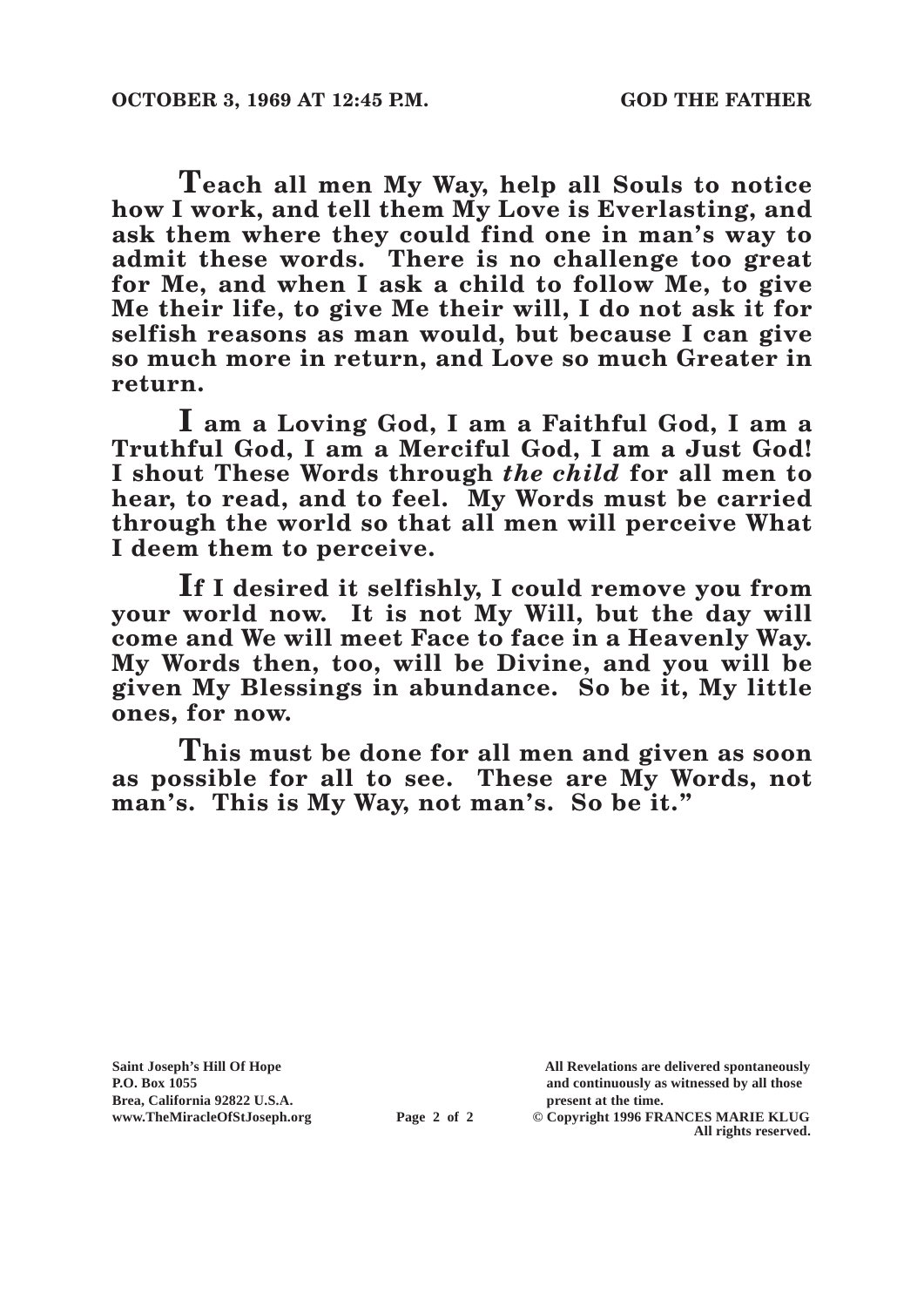**Teach all men My Way, help all Souls to notice how I work, and tell them My Love is Everlasting, and ask them where they could find one in man's way to admit these words. There is no challenge too great for Me, and when I ask a child to follow Me, to give Me their life, to give Me their will, I do not ask it for selfish reasons as man would, but because I can give so much more in return, and Love so much Greater in return.**

**I am a Loving God, I am a Faithful God, I am a Truthful God, I am a Merciful God, I am a Just God! I shout These Words through *the child* for all men to hear, to read, and to feel. My Words must be carried through the world so that all men will perceive What I deem them to perceive.**

**If I desired it selfishly, I could remove you from your world now. It is not My Will, but the day will come and We will meet Face to face in a Heavenly Way. My Words then, too, will be Divine, and you will be given My Blessings in abundance. So be it, My little ones, for now.**

**This must be done for all men and given as soon as possible for all to see. These are My Words, not man's. This is My Way, not man's. So be it."**

**Saint Joseph's Hill Of Hope**
**P.O. Box 1055**
**Brea, California 92822 U.S.A.**
**www.TheMiracleOfStJoseph.org**

**All Revelations are delivered spontaneously and continuously as witnessed by all those present at the time.**
**© Copyright 1996 FRANCES MARIE KLUG**
**All rights reserved.**